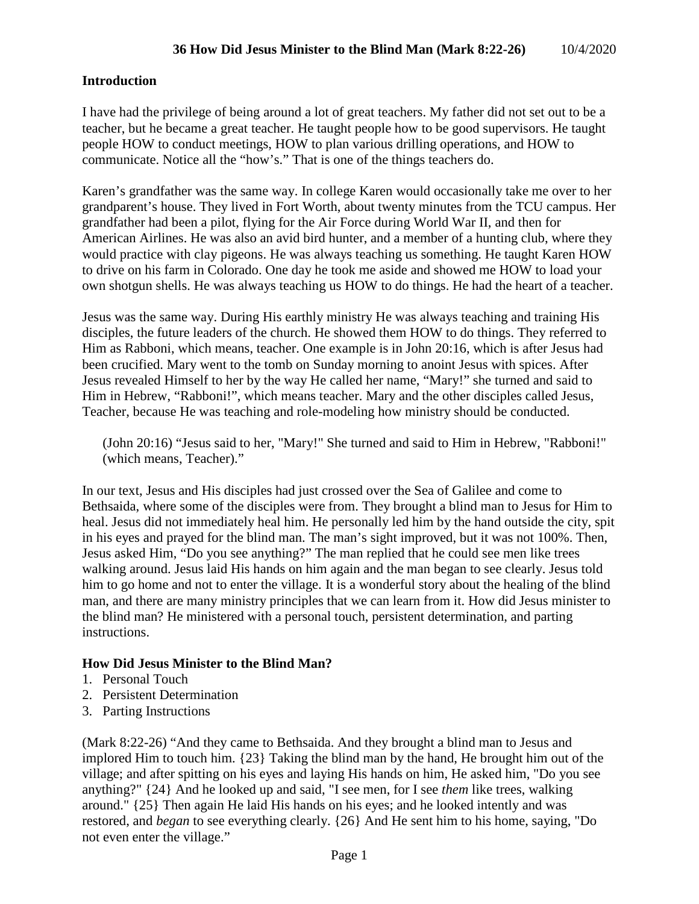**36 How Did Jesus Minister to the Blind Man (Mark 8:22-26)** 10/4/2020

**Introduction**

I have had the privilege of being around a lot of great teachers. My father did not set out to be a teacher, but he became a great teacher. He taught people how to be good supervisors. He taught people HOW to conduct meetings, HOW to plan various drilling operations, and HOW to communicate. Notice all the "how's." That is one of the things teachers do.

Karen's grandfather was the same way. In college Karen would occasionally take me over to her grandparent's house. They lived in Fort Worth, about twenty minutes from the TCU campus. Her grandfather had been a pilot, flying for the Air Force during World War II, and then for American Airlines. He was also an avid bird hunter, and a member of a hunting club, where they would practice with clay pigeons. He was always teaching us something. He taught Karen HOW to drive on his farm in Colorado. One day he took me aside and showed me HOW to load your own shotgun shells. He was always teaching us HOW to do things. He had the heart of a teacher.

Jesus was the same way. During His earthly ministry He was always teaching and training His disciples, the future leaders of the church. He showed them HOW to do things. They referred to Him as Rabboni, which means, teacher. One example is in John 20:16, which is after Jesus had been crucified. Mary went to the tomb on Sunday morning to anoint Jesus with spices. After Jesus revealed Himself to her by the way He called her name, "Mary!" she turned and said to Him in Hebrew, "Rabboni!", which means teacher. Mary and the other disciples called Jesus, Teacher, because He was teaching and role-modeling how ministry should be conducted.

> (John 20:16) "Jesus said to her, "Mary!" She turned and said to Him in Hebrew, "Rabboni!" (which means, Teacher)."

In our text, Jesus and His disciples had just crossed over the Sea of Galilee and come to Bethsaida, where some of the disciples were from. They brought a blind man to Jesus for Him to heal. Jesus did not immediately heal him. He personally led him by the hand outside the city, spit in his eyes and prayed for the blind man. The man's sight improved, but it was not 100%. Then, Jesus asked Him, "Do you see anything?" The man replied that he could see men like trees walking around. Jesus laid His hands on him again and the man began to see clearly. Jesus told him to go home and not to enter the village. It is a wonderful story about the healing of the blind man, and there are many ministry principles that we can learn from it. How did Jesus minister to the blind man? He ministered with a personal touch, persistent determination, and parting instructions.

**How Did Jesus Minister to the Blind Man?**

1. Personal Touch
2. Persistent Determination
3. Parting Instructions

(Mark 8:22-26) "And they came to Bethsaida. And they brought a blind man to Jesus and implored Him to touch him. {23} Taking the blind man by the hand, He brought him out of the village; and after spitting on his eyes and laying His hands on him, He asked him, "Do you see anything?" {24} And he looked up and said, "I see men, for I see *them* like trees, walking around." {25} Then again He laid His hands on his eyes; and he looked intently and was restored, and *began* to see everything clearly. {26} And He sent him to his home, saying, "Do not even enter the village."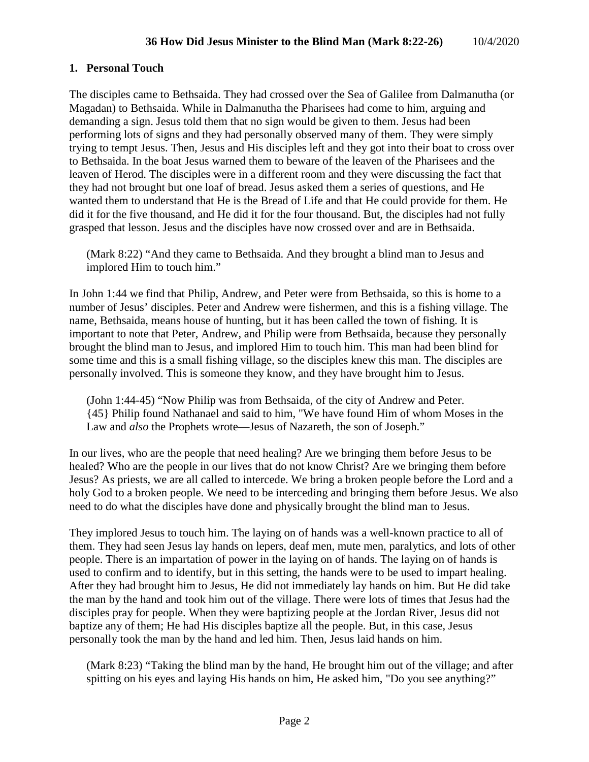## 1. Personal Touch

The disciples came to Bethsaida. They had crossed over the Sea of Galilee from Dalmanutha (or Magadan) to Bethsaida. While in Dalmanutha the Pharisees had come to him, arguing and demanding a sign. Jesus told them that no sign would be given to them. Jesus had been performing lots of signs and they had personally observed many of them. They were simply trying to tempt Jesus. Then, Jesus and His disciples left and they got into their boat to cross over to Bethsaida. In the boat Jesus warned them to beware of the leaven of the Pharisees and the leaven of Herod. The disciples were in a different room and they were discussing the fact that they had not brought but one loaf of bread. Jesus asked them a series of questions, and He wanted them to understand that He is the Bread of Life and that He could provide for them. He did it for the five thousand, and He did it for the four thousand. But, the disciples had not fully grasped that lesson. Jesus and the disciples have now crossed over and are in Bethsaida.

> (Mark 8:22) "And they came to Bethsaida. And they brought a blind man to Jesus and implored Him to touch him."

In John 1:44 we find that Philip, Andrew, and Peter were from Bethsaida, so this is home to a number of Jesus' disciples. Peter and Andrew were fishermen, and this is a fishing village. The name, Bethsaida, means house of hunting, but it has been called the town of fishing. It is important to note that Peter, Andrew, and Philip were from Bethsaida, because they personally brought the blind man to Jesus, and implored Him to touch him. This man had been blind for some time and this is a small fishing village, so the disciples knew this man. The disciples are personally involved. This is someone they know, and they have brought him to Jesus.

> (John 1:44-45) "Now Philip was from Bethsaida, of the city of Andrew and Peter. {45} Philip found Nathanael and said to him, "We have found Him of whom Moses in the Law and *also* the Prophets wrote—Jesus of Nazareth, the son of Joseph."

In our lives, who are the people that need healing? Are we bringing them before Jesus to be healed? Who are the people in our lives that do not know Christ? Are we bringing them before Jesus? As priests, we are all called to intercede. We bring a broken people before the Lord and a holy God to a broken people. We need to be interceding and bringing them before Jesus. We also need to do what the disciples have done and physically brought the blind man to Jesus.

They implored Jesus to touch him. The laying on of hands was a well-known practice to all of them. They had seen Jesus lay hands on lepers, deaf men, mute men, paralytics, and lots of other people. There is an impartation of power in the laying on of hands. The laying on of hands is used to confirm and to identify, but in this setting, the hands were to be used to impart healing. After they had brought him to Jesus, He did not immediately lay hands on him. But He did take the man by the hand and took him out of the village. There were lots of times that Jesus had the disciples pray for people. When they were baptizing people at the Jordan River, Jesus did not baptize any of them; He had His disciples baptize all the people. But, in this case, Jesus personally took the man by the hand and led him. Then, Jesus laid hands on him.

> (Mark 8:23) "Taking the blind man by the hand, He brought him out of the village; and after spitting on his eyes and laying His hands on him, He asked him, "Do you see anything?"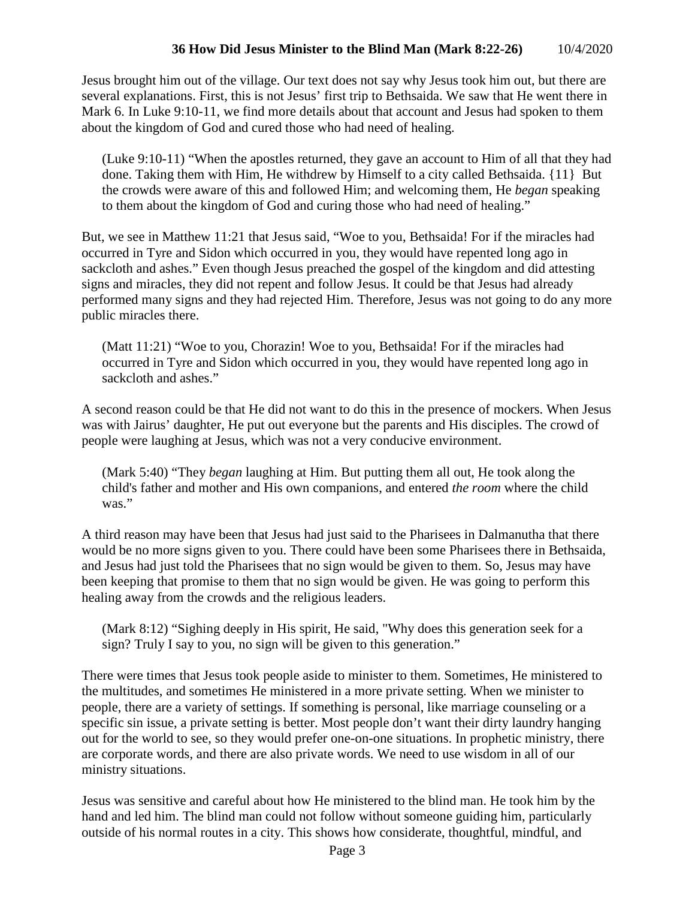Jesus brought him out of the village. Our text does not say why Jesus took him out, but there are several explanations. First, this is not Jesus' first trip to Bethsaida. We saw that He went there in Mark 6. In Luke 9:10-11, we find more details about that account and Jesus had spoken to them about the kingdom of God and cured those who had need of healing.

> (Luke 9:10-11) "When the apostles returned, they gave an account to Him of all that they had done. Taking them with Him, He withdrew by Himself to a city called Bethsaida. {11} But the crowds were aware of this and followed Him; and welcoming them, He *began* speaking to them about the kingdom of God and curing those who had need of healing."

But, we see in Matthew 11:21 that Jesus said, "Woe to you, Bethsaida! For if the miracles had occurred in Tyre and Sidon which occurred in you, they would have repented long ago in sackcloth and ashes." Even though Jesus preached the gospel of the kingdom and did attesting signs and miracles, they did not repent and follow Jesus. It could be that Jesus had already performed many signs and they had rejected Him. Therefore, Jesus was not going to do any more public miracles there.

> (Matt 11:21) "Woe to you, Chorazin! Woe to you, Bethsaida! For if the miracles had occurred in Tyre and Sidon which occurred in you, they would have repented long ago in sackcloth and ashes."

A second reason could be that He did not want to do this in the presence of mockers. When Jesus was with Jairus' daughter, He put out everyone but the parents and His disciples. The crowd of people were laughing at Jesus, which was not a very conducive environment.

> (Mark 5:40) "They *began* laughing at Him. But putting them all out, He took along the child's father and mother and His own companions, and entered *the room* where the child was."

A third reason may have been that Jesus had just said to the Pharisees in Dalmanutha that there would be no more signs given to you. There could have been some Pharisees there in Bethsaida, and Jesus had just told the Pharisees that no sign would be given to them. So, Jesus may have been keeping that promise to them that no sign would be given. He was going to perform this healing away from the crowds and the religious leaders.

> (Mark 8:12) "Sighing deeply in His spirit, He said, "Why does this generation seek for a sign? Truly I say to you, no sign will be given to this generation."

There were times that Jesus took people aside to minister to them. Sometimes, He ministered to the multitudes, and sometimes He ministered in a more private setting. When we minister to people, there are a variety of settings. If something is personal, like marriage counseling or a specific sin issue, a private setting is better. Most people don't want their dirty laundry hanging out for the world to see, so they would prefer one-on-one situations. In prophetic ministry, there are corporate words, and there are also private words. We need to use wisdom in all of our ministry situations.

Jesus was sensitive and careful about how He ministered to the blind man. He took him by the hand and led him. The blind man could not follow without someone guiding him, particularly outside of his normal routes in a city. This shows how considerate, thoughtful, mindful, and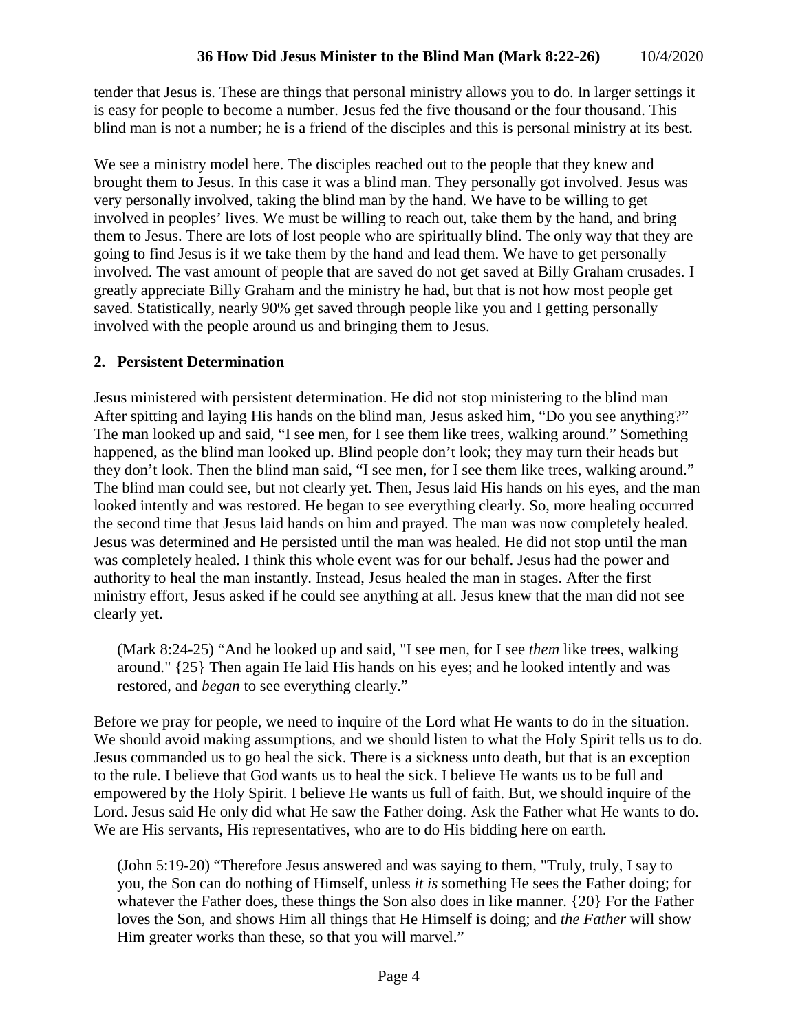tender that Jesus is. These are things that personal ministry allows you to do. In larger settings it is easy for people to become a number. Jesus fed the five thousand or the four thousand. This blind man is not a number; he is a friend of the disciples and this is personal ministry at its best.

We see a ministry model here. The disciples reached out to the people that they knew and brought them to Jesus. In this case it was a blind man. They personally got involved. Jesus was very personally involved, taking the blind man by the hand. We have to be willing to get involved in peoples' lives. We must be willing to reach out, take them by the hand, and bring them to Jesus. There are lots of lost people who are spiritually blind. The only way that they are going to find Jesus is if we take them by the hand and lead them. We have to get personally involved. The vast amount of people that are saved do not get saved at Billy Graham crusades. I greatly appreciate Billy Graham and the ministry he had, but that is not how most people get saved. Statistically, nearly 90% get saved through people like you and I getting personally involved with the people around us and bringing them to Jesus.

**2. Persistent Determination**

Jesus ministered with persistent determination. He did not stop ministering to the blind man After spitting and laying His hands on the blind man, Jesus asked him, "Do you see anything?" The man looked up and said, "I see men, for I see them like trees, walking around." Something happened, as the blind man looked up. Blind people don't look; they may turn their heads but they don't look. Then the blind man said, "I see men, for I see them like trees, walking around." The blind man could see, but not clearly yet. Then, Jesus laid His hands on his eyes, and the man looked intently and was restored. He began to see everything clearly. So, more healing occurred the second time that Jesus laid hands on him and prayed. The man was now completely healed. Jesus was determined and He persisted until the man was healed. He did not stop until the man was completely healed. I think this whole event was for our behalf. Jesus had the power and authority to heal the man instantly. Instead, Jesus healed the man in stages. After the first ministry effort, Jesus asked if he could see anything at all. Jesus knew that the man did not see clearly yet.

> (Mark 8:24-25) "And he looked up and said, "I see men, for I see *them* like trees, walking around." {25} Then again He laid His hands on his eyes; and he looked intently and was restored, and *began* to see everything clearly."

Before we pray for people, we need to inquire of the Lord what He wants to do in the situation. We should avoid making assumptions, and we should listen to what the Holy Spirit tells us to do. Jesus commanded us to go heal the sick. There is a sickness unto death, but that is an exception to the rule. I believe that God wants us to heal the sick. I believe He wants us to be full and empowered by the Holy Spirit. I believe He wants us full of faith. But, we should inquire of the Lord. Jesus said He only did what He saw the Father doing. Ask the Father what He wants to do. We are His servants, His representatives, who are to do His bidding here on earth.

> (John 5:19-20) "Therefore Jesus answered and was saying to them, "Truly, truly, I say to you, the Son can do nothing of Himself, unless *it is* something He sees the Father doing; for whatever the Father does, these things the Son also does in like manner. {20} For the Father loves the Son, and shows Him all things that He Himself is doing; and *the Father* will show Him greater works than these, so that you will marvel."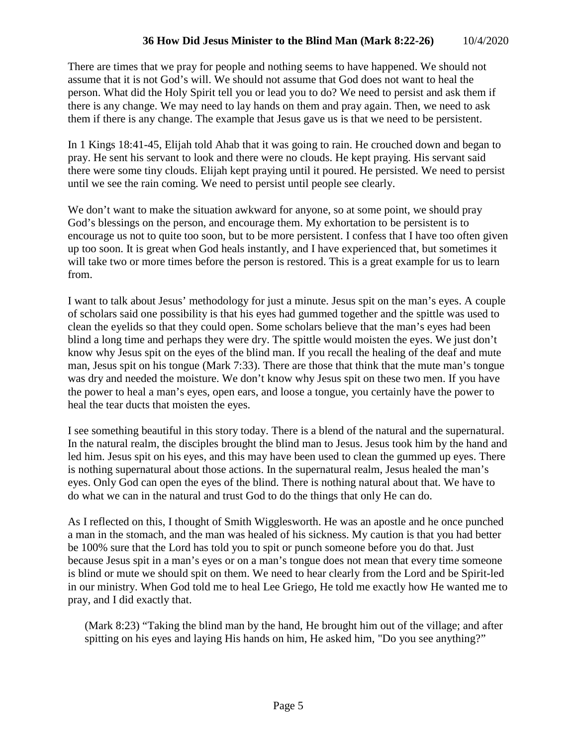There are times that we pray for people and nothing seems to have happened. We should not assume that it is not God's will. We should not assume that God does not want to heal the person. What did the Holy Spirit tell you or lead you to do? We need to persist and ask them if there is any change. We may need to lay hands on them and pray again. Then, we need to ask them if there is any change. The example that Jesus gave us is that we need to be persistent.

In 1 Kings 18:41-45, Elijah told Ahab that it was going to rain. He crouched down and began to pray. He sent his servant to look and there were no clouds. He kept praying. His servant said there were some tiny clouds. Elijah kept praying until it poured. He persisted. We need to persist until we see the rain coming. We need to persist until people see clearly.

We don't want to make the situation awkward for anyone, so at some point, we should pray God's blessings on the person, and encourage them. My exhortation to be persistent is to encourage us not to quite too soon, but to be more persistent. I confess that I have too often given up too soon. It is great when God heals instantly, and I have experienced that, but sometimes it will take two or more times before the person is restored. This is a great example for us to learn from.

I want to talk about Jesus' methodology for just a minute. Jesus spit on the man's eyes. A couple of scholars said one possibility is that his eyes had gummed together and the spittle was used to clean the eyelids so that they could open. Some scholars believe that the man's eyes had been blind a long time and perhaps they were dry. The spittle would moisten the eyes. We just don't know why Jesus spit on the eyes of the blind man. If you recall the healing of the deaf and mute man, Jesus spit on his tongue (Mark 7:33). There are those that think that the mute man's tongue was dry and needed the moisture. We don't know why Jesus spit on these two men. If you have the power to heal a man's eyes, open ears, and loose a tongue, you certainly have the power to heal the tear ducts that moisten the eyes.

I see something beautiful in this story today. There is a blend of the natural and the supernatural. In the natural realm, the disciples brought the blind man to Jesus. Jesus took him by the hand and led him. Jesus spit on his eyes, and this may have been used to clean the gummed up eyes. There is nothing supernatural about those actions. In the supernatural realm, Jesus healed the man's eyes. Only God can open the eyes of the blind. There is nothing natural about that. We have to do what we can in the natural and trust God to do the things that only He can do.

As I reflected on this, I thought of Smith Wigglesworth. He was an apostle and he once punched a man in the stomach, and the man was healed of his sickness. My caution is that you had better be 100% sure that the Lord has told you to spit or punch someone before you do that. Just because Jesus spit in a man's eyes or on a man's tongue does not mean that every time someone is blind or mute we should spit on them. We need to hear clearly from the Lord and be Spirit-led in our ministry. When God told me to heal Lee Griego, He told me exactly how He wanted me to pray, and I did exactly that.

> (Mark 8:23) "Taking the blind man by the hand, He brought him out of the village; and after spitting on his eyes and laying His hands on him, He asked him, "Do you see anything?"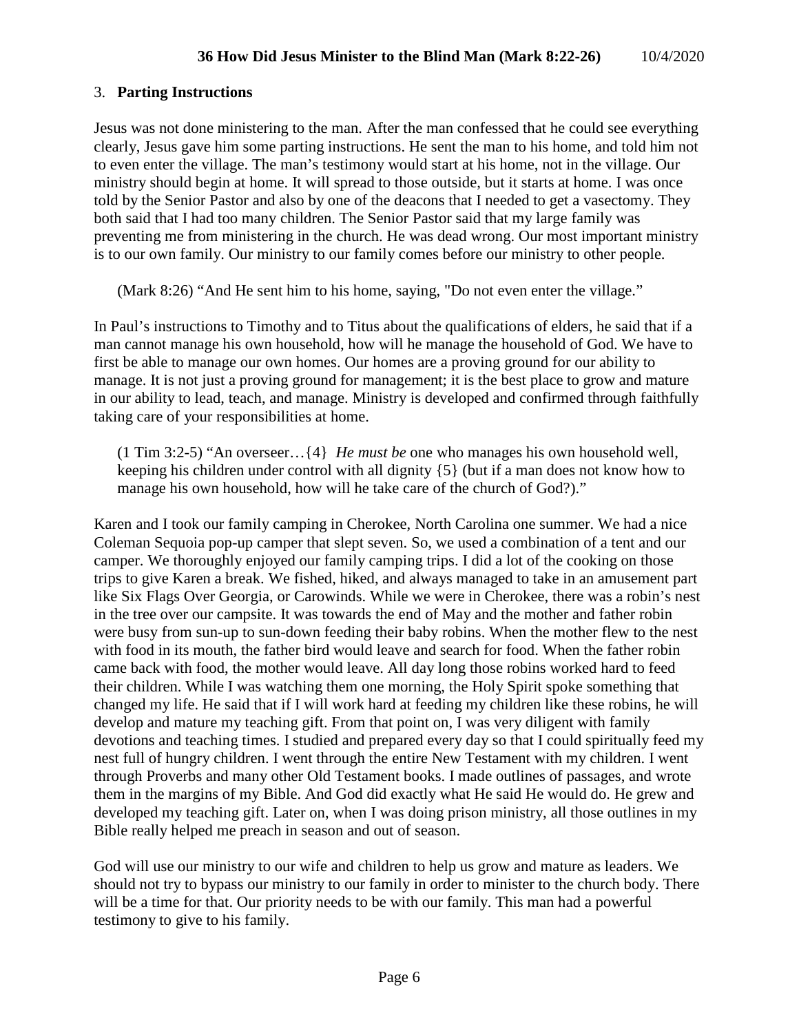### 3. **Parting Instructions**

Jesus was not done ministering to the man. After the man confessed that he could see everything clearly, Jesus gave him some parting instructions. He sent the man to his home, and told him not to even enter the village. The man's testimony would start at his home, not in the village. Our ministry should begin at home. It will spread to those outside, but it starts at home. I was once told by the Senior Pastor and also by one of the deacons that I needed to get a vasectomy. They both said that I had too many children. The Senior Pastor said that my large family was preventing me from ministering in the church. He was dead wrong. Our most important ministry is to our own family. Our ministry to our family comes before our ministry to other people.

> (Mark 8:26) "And He sent him to his home, saying, "Do not even enter the village."

In Paul's instructions to Timothy and to Titus about the qualifications of elders, he said that if a man cannot manage his own household, how will he manage the household of God. We have to first be able to manage our own homes. Our homes are a proving ground for our ability to manage. It is not just a proving ground for management; it is the best place to grow and mature in our ability to lead, teach, and manage. Ministry is developed and confirmed through faithfully taking care of your responsibilities at home.

> (1 Tim 3:2-5) "An overseer…{4} *He must be* one who manages his own household well, keeping his children under control with all dignity {5} (but if a man does not know how to manage his own household, how will he take care of the church of God?)."

Karen and I took our family camping in Cherokee, North Carolina one summer. We had a nice Coleman Sequoia pop-up camper that slept seven. So, we used a combination of a tent and our camper. We thoroughly enjoyed our family camping trips. I did a lot of the cooking on those trips to give Karen a break. We fished, hiked, and always managed to take in an amusement part like Six Flags Over Georgia, or Carowinds. While we were in Cherokee, there was a robin's nest in the tree over our campsite. It was towards the end of May and the mother and father robin were busy from sun-up to sun-down feeding their baby robins. When the mother flew to the nest with food in its mouth, the father bird would leave and search for food. When the father robin came back with food, the mother would leave. All day long those robins worked hard to feed their children. While I was watching them one morning, the Holy Spirit spoke something that changed my life. He said that if I will work hard at feeding my children like these robins, he will develop and mature my teaching gift. From that point on, I was very diligent with family devotions and teaching times. I studied and prepared every day so that I could spiritually feed my nest full of hungry children. I went through the entire New Testament with my children. I went through Proverbs and many other Old Testament books. I made outlines of passages, and wrote them in the margins of my Bible. And God did exactly what He said He would do. He grew and developed my teaching gift. Later on, when I was doing prison ministry, all those outlines in my Bible really helped me preach in season and out of season.

God will use our ministry to our wife and children to help us grow and mature as leaders. We should not try to bypass our ministry to our family in order to minister to the church body. There will be a time for that. Our priority needs to be with our family. This man had a powerful testimony to give to his family.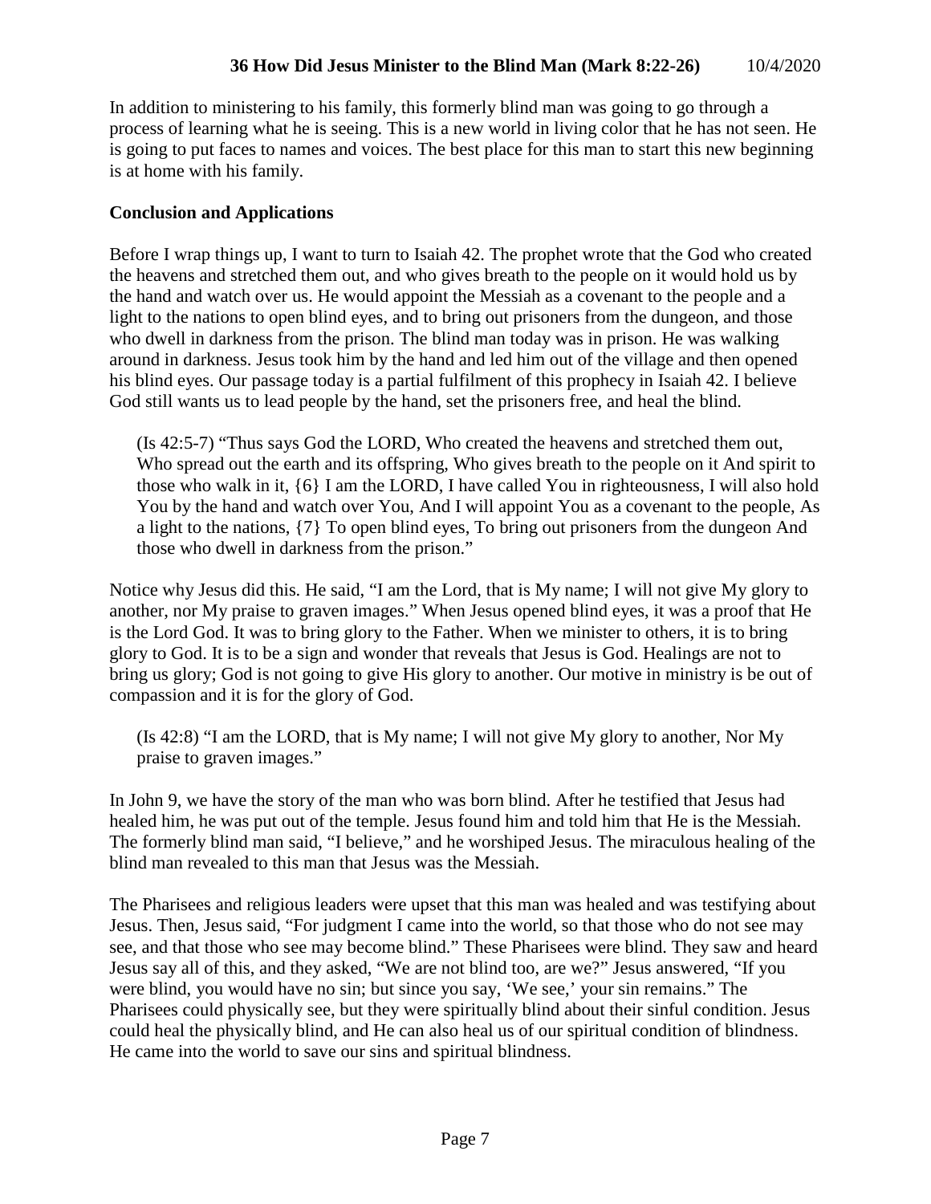In addition to ministering to his family, this formerly blind man was going to go through a process of learning what he is seeing. This is a new world in living color that he has not seen. He is going to put faces to names and voices. The best place for this man to start this new beginning is at home with his family.

**Conclusion and Applications**

Before I wrap things up, I want to turn to Isaiah 42. The prophet wrote that the God who created the heavens and stretched them out, and who gives breath to the people on it would hold us by the hand and watch over us. He would appoint the Messiah as a covenant to the people and a light to the nations to open blind eyes, and to bring out prisoners from the dungeon, and those who dwell in darkness from the prison. The blind man today was in prison. He was walking around in darkness. Jesus took him by the hand and led him out of the village and then opened his blind eyes. Our passage today is a partial fulfilment of this prophecy in Isaiah 42. I believe God still wants us to lead people by the hand, set the prisoners free, and heal the blind.

> (Is 42:5-7) "Thus says God the LORD, Who created the heavens and stretched them out, Who spread out the earth and its offspring, Who gives breath to the people on it And spirit to those who walk in it, {6} I am the LORD, I have called You in righteousness, I will also hold You by the hand and watch over You, And I will appoint You as a covenant to the people, As a light to the nations, {7} To open blind eyes, To bring out prisoners from the dungeon And those who dwell in darkness from the prison."

Notice why Jesus did this. He said, "I am the Lord, that is My name; I will not give My glory to another, nor My praise to graven images." When Jesus opened blind eyes, it was a proof that He is the Lord God. It was to bring glory to the Father. When we minister to others, it is to bring glory to God. It is to be a sign and wonder that reveals that Jesus is God. Healings are not to bring us glory; God is not going to give His glory to another. Our motive in ministry is be out of compassion and it is for the glory of God.

> (Is 42:8) "I am the LORD, that is My name; I will not give My glory to another, Nor My praise to graven images."

In John 9, we have the story of the man who was born blind. After he testified that Jesus had healed him, he was put out of the temple. Jesus found him and told him that He is the Messiah. The formerly blind man said, "I believe," and he worshiped Jesus. The miraculous healing of the blind man revealed to this man that Jesus was the Messiah.

The Pharisees and religious leaders were upset that this man was healed and was testifying about Jesus. Then, Jesus said, "For judgment I came into the world, so that those who do not see may see, and that those who see may become blind." These Pharisees were blind. They saw and heard Jesus say all of this, and they asked, "We are not blind too, are we?" Jesus answered, "If you were blind, you would have no sin; but since you say, 'We see,' your sin remains." The Pharisees could physically see, but they were spiritually blind about their sinful condition. Jesus could heal the physically blind, and He can also heal us of our spiritual condition of blindness. He came into the world to save our sins and spiritual blindness.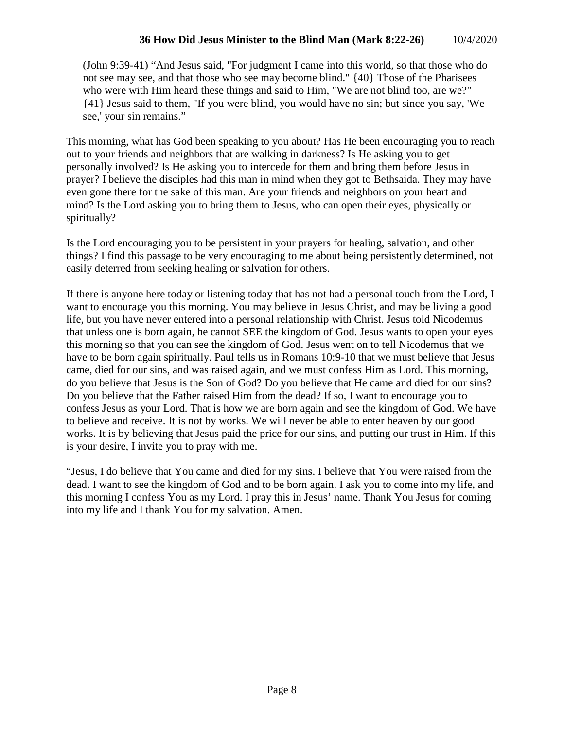(John 9:39-41) “And Jesus said, "For judgment I came into this world, so that those who do not see may see, and that those who see may become blind." {40} Those of the Pharisees who were with Him heard these things and said to Him, "We are not blind too, are we?" {41} Jesus said to them, "If you were blind, you would have no sin; but since you say, 'We see,' your sin remains.”

This morning, what has God been speaking to you about? Has He been encouraging you to reach out to your friends and neighbors that are walking in darkness? Is He asking you to get personally involved? Is He asking you to intercede for them and bring them before Jesus in prayer? I believe the disciples had this man in mind when they got to Bethsaida. They may have even gone there for the sake of this man. Are your friends and neighbors on your heart and mind? Is the Lord asking you to bring them to Jesus, who can open their eyes, physically or spiritually?

Is the Lord encouraging you to be persistent in your prayers for healing, salvation, and other things? I find this passage to be very encouraging to me about being persistently determined, not easily deterred from seeking healing or salvation for others.

If there is anyone here today or listening today that has not had a personal touch from the Lord, I want to encourage you this morning. You may believe in Jesus Christ, and may be living a good life, but you have never entered into a personal relationship with Christ. Jesus told Nicodemus that unless one is born again, he cannot SEE the kingdom of God. Jesus wants to open your eyes this morning so that you can see the kingdom of God. Jesus went on to tell Nicodemus that we have to be born again spiritually. Paul tells us in Romans 10:9-10 that we must believe that Jesus came, died for our sins, and was raised again, and we must confess Him as Lord. This morning, do you believe that Jesus is the Son of God? Do you believe that He came and died for our sins? Do you believe that the Father raised Him from the dead? If so, I want to encourage you to confess Jesus as your Lord. That is how we are born again and see the kingdom of God. We have to believe and receive. It is not by works. We will never be able to enter heaven by our good works. It is by believing that Jesus paid the price for our sins, and putting our trust in Him. If this is your desire, I invite you to pray with me.

“Jesus, I do believe that You came and died for my sins. I believe that You were raised from the dead. I want to see the kingdom of God and to be born again. I ask you to come into my life, and this morning I confess You as my Lord. I pray this in Jesus’ name. Thank You Jesus for coming into my life and I thank You for my salvation. Amen.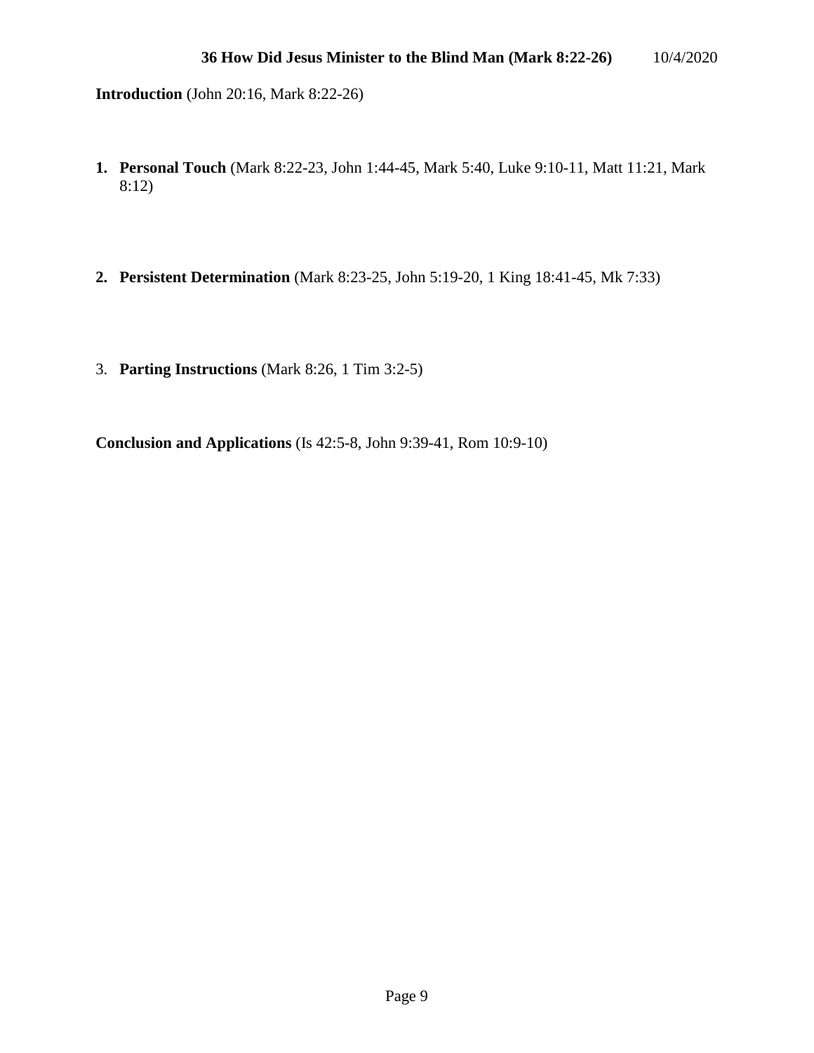**36 How Did Jesus Minister to the Blind Man (Mark 8:22-26)** 10/4/2020

**Introduction** (John 20:16, Mark 8:22-26)

1. **Personal Touch** (Mark 8:22-23, John 1:44-45, Mark 5:40, Luke 9:10-11, Matt 11:21, Mark 8:12)

2. **Persistent Determination** (Mark 8:23-25, John 5:19-20, 1 King 18:41-45, Mk 7:33)

3. **Parting Instructions** (Mark 8:26, 1 Tim 3:2-5)

**Conclusion and Applications** (Is 42:5-8, John 9:39-41, Rom 10:9-10)